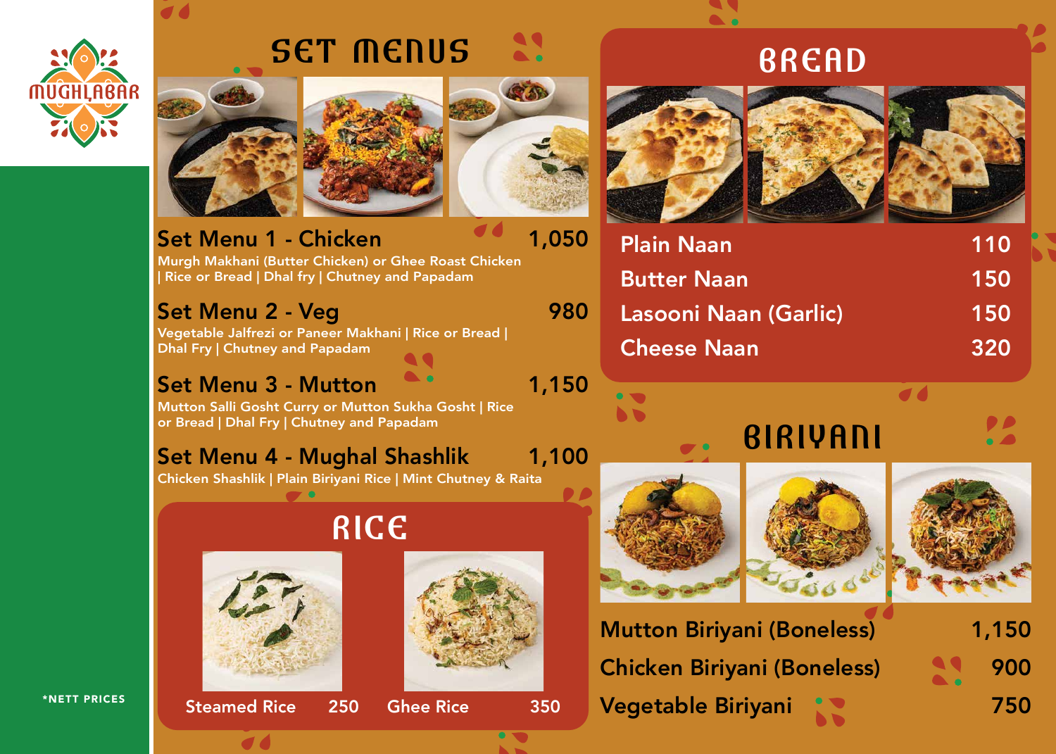MUGHLABAR

# SET MENUS

**Set Menu 1 - Chicken** 1,050
Murgh Makhani (Butter Chicken) or Ghee Roast Chicken | Rice or Bread | Dhal fry | Chutney and Papadam

**Set Menu 2 - Veg** 980
Vegetable Jalfrezi or Paneer Makhani | Rice or Bread | Dhal Fry | Chutney and Papadam

**Set Menu 3 - Mutton** 1,150
Mutton Salli Gosht Curry or Mutton Sukha Gosht | Rice or Bread | Dhal Fry | Chutney and Papadam

**Set Menu 4 - Mughal Shashlik** 1,100
Chicken Shashlik | Plain Biriyani Rice | Mint Chutney & Raita

# RICE

| Item | Price |
|---|---|
| Steamed Rice | 250 |
| Ghee Rice | 350 |

# BREAD

| Item | Price |
|---|---|
| Plain Naan | 110 |
| Butter Naan | 150 |
| Lasooni Naan (Garlic) | 150 |
| Cheese Naan | 320 |

# BIRIYANI

| Item | Price |
|---|---|
| Mutton Biriyani (Boneless) | 1,150 |
| Chicken Biriyani (Boneless) | 900 |
| Vegetable Biriyani | 750 |

*NETT PRICES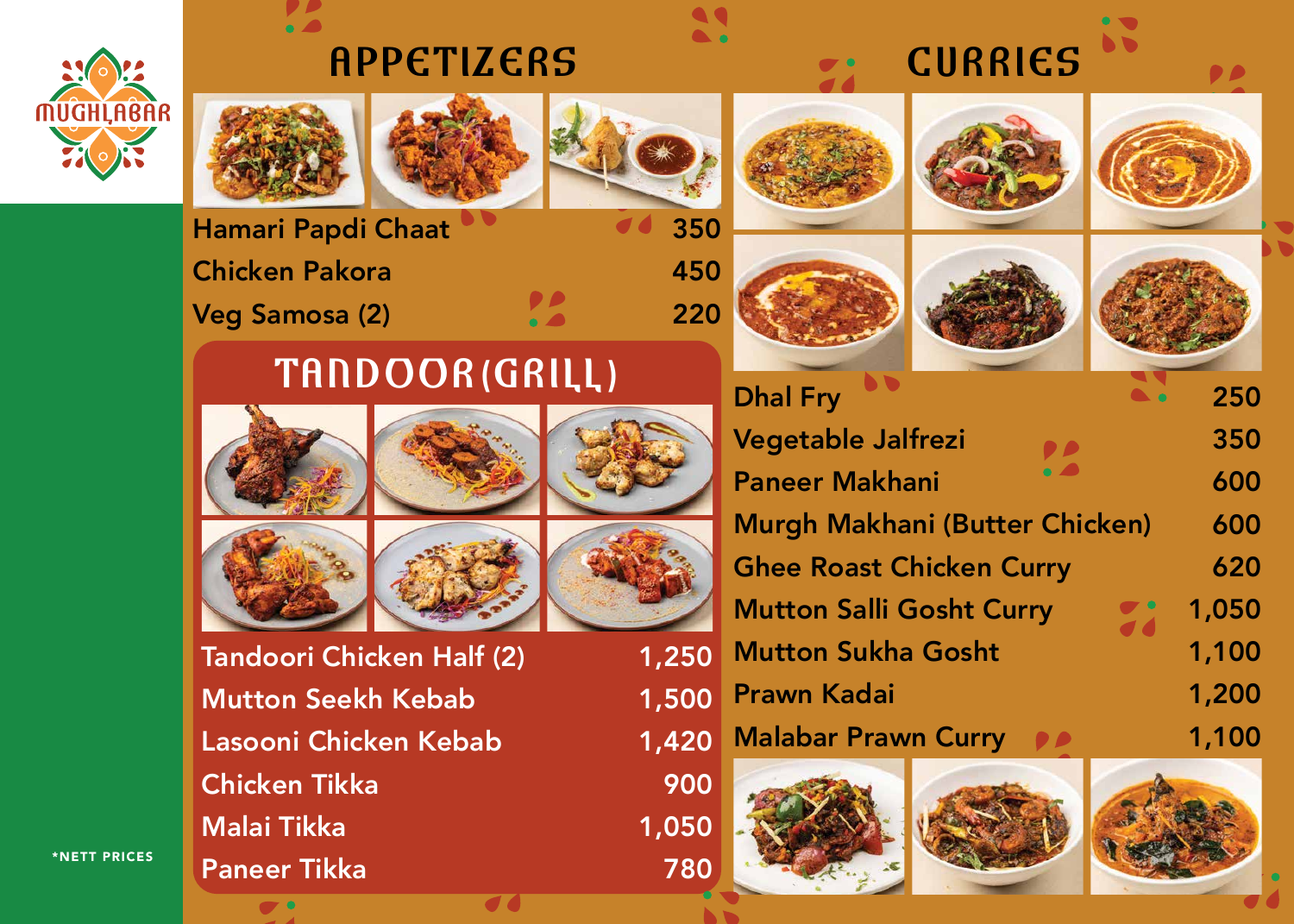MUGHLABAR

## APPETIZERS

| | |
|---|---|
| Hamari Papdi Chaat | 350 |
| Chicken Pakora | 450 |
| Veg Samosa (2) | 220 |

## TANDOOR (GRILL)

| | |
|---|---|
| Tandoori Chicken Half (2) | 1,250 |
| Mutton Seekh Kebab | 1,500 |
| Lasooni Chicken Kebab | 1,420 |
| Chicken Tikka | 900 |
| Malai Tikka | 1,050 |
| Paneer Tikka | 780 |

## CURRIES

| | |
|---|---|
| Dhal Fry | 250 |
| Vegetable Jalfrezi | 350 |
| Paneer Makhani | 600 |
| Murgh Makhani (Butter Chicken) | 600 |
| Ghee Roast Chicken Curry | 620 |
| Mutton Salli Gosht Curry | 1,050 |
| Mutton Sukha Gosht | 1,100 |
| Prawn Kadai | 1,200 |
| Malabar Prawn Curry | 1,100 |

*NETT PRICES